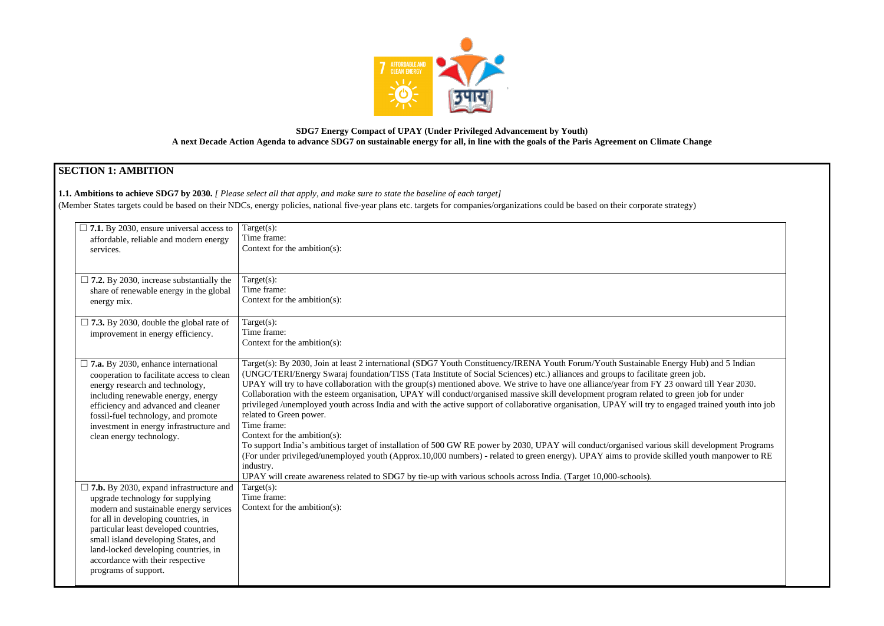**SDG7 Energy Compact of UPAY (Under Privileged Advancement by Youth)**
**A next Decade Action Agenda to advance SDG7 on sustainable energy for all, in line with the goals of the Paris Agreement on Climate Change**

## SECTION 1: AMBITION

**1.1. Ambitions to achieve SDG7 by 2030.** *[ Please select all that apply, and make sure to state the baseline of each target]*

(Member States targets could be based on their NDCs, energy policies, national five-year plans etc. targets for companies/organizations could be based on their corporate strategy)

| | |
|---|---|
| ☐ **7.1.** By 2030, ensure universal access to affordable, reliable and modern energy services. | Target(s):<br>Time frame:<br>Context for the ambition(s): |
| ☐ **7.2.** By 2030, increase substantially the share of renewable energy in the global energy mix. | Target(s):<br>Time frame:<br>Context for the ambition(s): |
| ☐ **7.3.** By 2030, double the global rate of improvement in energy efficiency. | Target(s):<br>Time frame:<br>Context for the ambition(s): |
| ☐ **7.a.** By 2030, enhance international cooperation to facilitate access to clean energy research and technology, including renewable energy, energy efficiency and advanced and cleaner fossil-fuel technology, and promote investment in energy infrastructure and clean energy technology. | Target(s): By 2030, Join at least 2 international (SDG7 Youth Constituency/IRENA Youth Forum/Youth Sustainable Energy Hub) and 5 Indian (UNGC/TERI/Energy Swaraj foundation/TISS (Tata Institute of Social Sciences) etc.) alliances and groups to facilitate green job.<br>UPAY will try to have collaboration with the group(s) mentioned above. We strive to have one alliance/year from FY 23 onward till Year 2030. Collaboration with the esteem organisation, UPAY will conduct/organised massive skill development program related to green job for under privileged /unemployed youth across India and with the active support of collaborative organisation, UPAY will try to engaged trained youth into job related to Green power.<br>Time frame:<br>Context for the ambition(s):<br>To support India's ambitious target of installation of 500 GW RE power by 2030, UPAY will conduct/organised various skill development Programs (For under privileged/unemployed youth (Approx.10,000 numbers) - related to green energy). UPAY aims to provide skilled youth manpower to RE industry.<br>UPAY will create awareness related to SDG7 by tie-up with various schools across India. (Target 10,000-schools). |
| ☐ **7.b.** By 2030, expand infrastructure and upgrade technology for supplying modern and sustainable energy services for all in developing countries, in particular least developed countries, small island developing States, and land-locked developing countries, in accordance with their respective programs of support. | Target(s):<br>Time frame:<br>Context for the ambition(s): |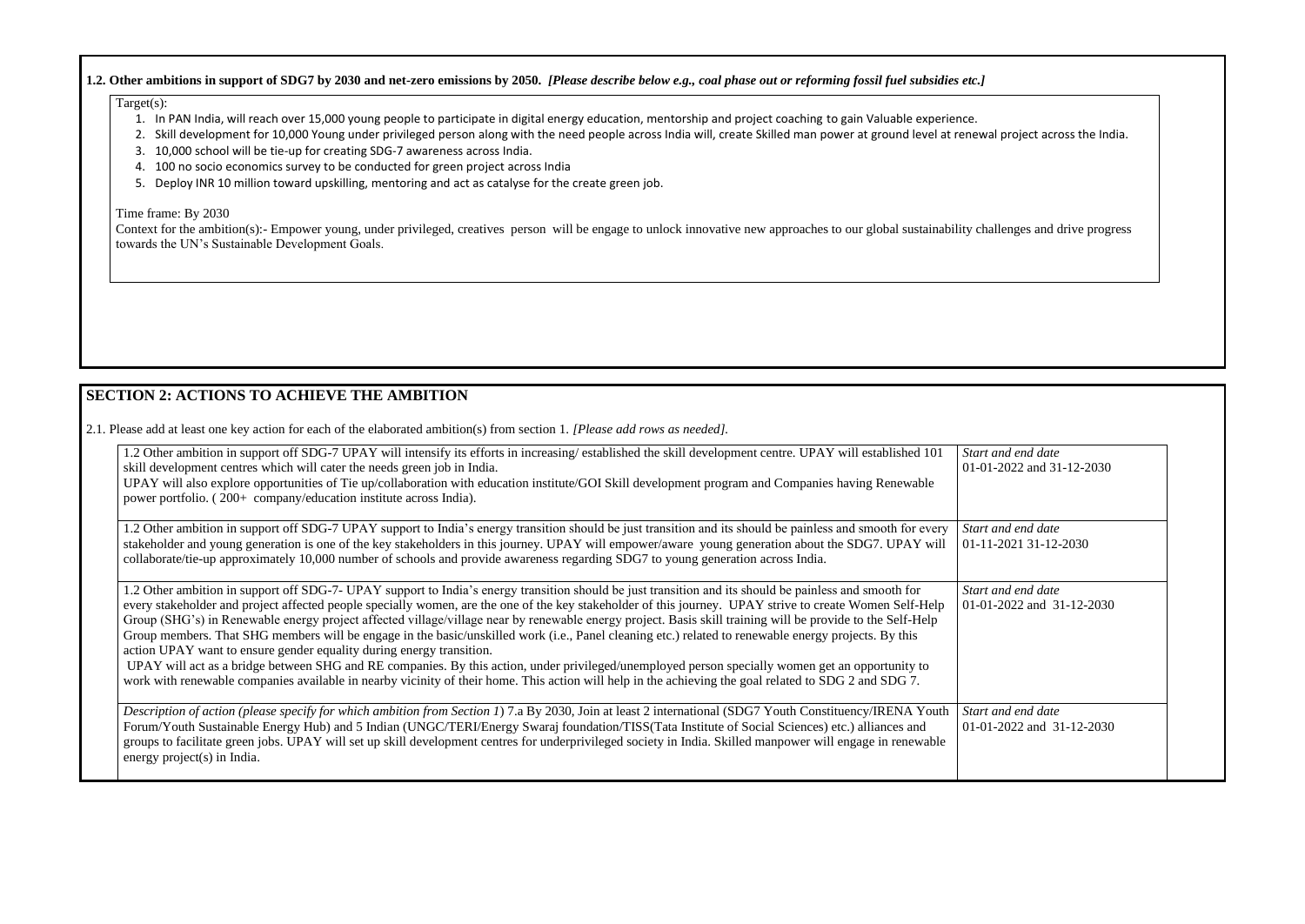**1.2. Other ambitions in support of SDG7 by 2030 and net-zero emissions by 2050.** ***[Please describe below e.g., coal phase out or reforming fossil fuel subsidies etc.]***

Target(s):

1. In PAN India, will reach over 15,000 young people to participate in digital energy education, mentorship and project coaching to gain Valuable experience.
2. Skill development for 10,000 Young under privileged person along with the need people across India will, create Skilled man power at ground level at renewal project across the India.
3. 10,000 school will be tie-up for creating SDG-7 awareness across India.
4. 100 no socio economics survey to be conducted for green project across India
5. Deploy INR 10 million toward upskilling, mentoring and act as catalyse for the create green job.

Time frame: By 2030

Context for the ambition(s):- Empower young, under privileged, creatives person will be engage to unlock innovative new approaches to our global sustainability challenges and drive progress towards the UN's Sustainable Development Goals.

## SECTION 2: ACTIONS TO ACHIEVE THE AMBITION

2.1. Please add at least one key action for each of the elaborated ambition(s) from section 1. *[Please add rows as needed].*

| Action | Start and end date |
|---|---|
| 1.2 Other ambition in support off SDG-7 UPAY will intensify its efforts in increasing/ established the skill development centre. UPAY will established 101 skill development centres which will cater the needs green job in India.<br>UPAY will also explore opportunities of Tie up/collaboration with education institute/GOI Skill development program and Companies having Renewable power portfolio. ( 200+ company/education institute across India). | *Start and end date*<br>01-01-2022 and 31-12-2030 |
| 1.2 Other ambition in support off SDG-7 UPAY support to India's energy transition should be just transition and its should be painless and smooth for every stakeholder and young generation is one of the key stakeholders in this journey. UPAY will empower/aware young generation about the SDG7. UPAY will collaborate/tie-up approximately 10,000 number of schools and provide awareness regarding SDG7 to young generation across India. | *Start and end date*<br>01-11-2021 31-12-2030 |
| 1.2 Other ambition in support off SDG-7- UPAY support to India's energy transition should be just transition and its should be painless and smooth for every stakeholder and project affected people specially women, are the one of the key stakeholder of this journey. UPAY strive to create Women Self-Help Group (SHG's) in Renewable energy project affected village/village near by renewable energy project. Basis skill training will be provide to the Self-Help Group members. That SHG members will be engage in the basic/unskilled work (i.e., Panel cleaning etc.) related to renewable energy projects. By this action UPAY want to ensure gender equality during energy transition.<br>UPAY will act as a bridge between SHG and RE companies. By this action, under privileged/unemployed person specially women get an opportunity to work with renewable companies available in nearby vicinity of their home. This action will help in the achieving the goal related to SDG 2 and SDG 7. | *Start and end date*<br>01-01-2022 and 31-12-2030 |
| *Description of action (please specify for which ambition from Section 1*) 7.a By 2030, Join at least 2 international (SDG7 Youth Constituency/IRENA Youth Forum/Youth Sustainable Energy Hub) and 5 Indian (UNGC/TERI/Energy Swaraj foundation/TISS(Tata Institute of Social Sciences) etc.) alliances and groups to facilitate green jobs. UPAY will set up skill development centres for underprivileged society in India. Skilled manpower will engage in renewable energy project(s) in India. | *Start and end date*<br>01-01-2022 and 31-12-2030 |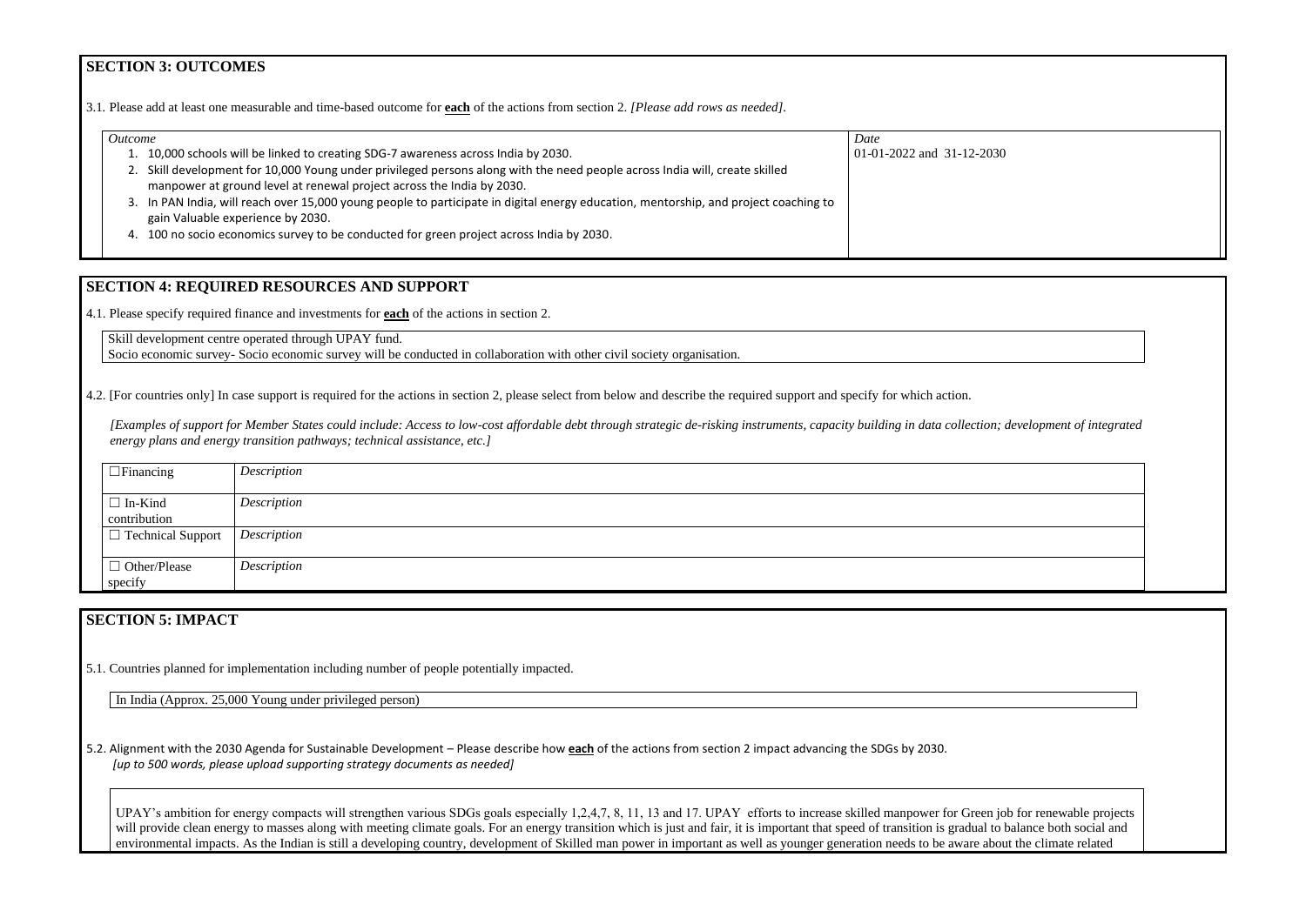## SECTION 3: OUTCOMES

3.1. Please add at least one measurable and time-based outcome for **each** of the actions from section 2. *[Please add rows as needed].*

| *Outcome* | *Date* |
|---|---|
| 1. 10,000 schools will be linked to creating SDG-7 awareness across India by 2030.<br>2. Skill development for 10,000 Young under privileged persons along with the need people across India will, create skilled manpower at ground level at renewal project across the India by 2030.<br>3. In PAN India, will reach over 15,000 young people to participate in digital energy education, mentorship, and project coaching to gain Valuable experience by 2030.<br>4. 100 no socio economics survey to be conducted for green project across India by 2030. | 01-01-2022 and 31-12-2030 |

## SECTION 4: REQUIRED RESOURCES AND SUPPORT

4.1. Please specify required finance and investments for **each** of the actions in section 2.

Skill development centre operated through UPAY fund.
Socio economic survey- Socio economic survey will be conducted in collaboration with other civil society organisation.

4.2. [For countries only] In case support is required for the actions in section 2, please select from below and describe the required support and specify for which action.

*[Examples of support for Member States could include: Access to low-cost affordable debt through strategic de-risking instruments, capacity building in data collection; development of integrated energy plans and energy transition pathways; technical assistance, etc.]*

| | |
|---|---|
| ☐Financing | *Description* |
| ☐ In-Kind contribution | *Description* |
| ☐ Technical Support | *Description* |
| ☐ Other/Please specify | *Description* |

## SECTION 5: IMPACT

5.1. Countries planned for implementation including number of people potentially impacted.

In India (Approx. 25,000 Young under privileged person)

5.2. Alignment with the 2030 Agenda for Sustainable Development – Please describe how **each** of the actions from section 2 impact advancing the SDGs by 2030.
*[up to 500 words, please upload supporting strategy documents as needed]*

UPAY's ambition for energy compacts will strengthen various SDGs goals especially 1,2,4,7, 8, 11, 13 and 17. UPAY efforts to increase skilled manpower for Green job for renewable projects will provide clean energy to masses along with meeting climate goals. For an energy transition which is just and fair, it is important that speed of transition is gradual to balance both social and environmental impacts. As the Indian is still a developing country, development of Skilled man power in important as well as younger generation needs to be aware about the climate related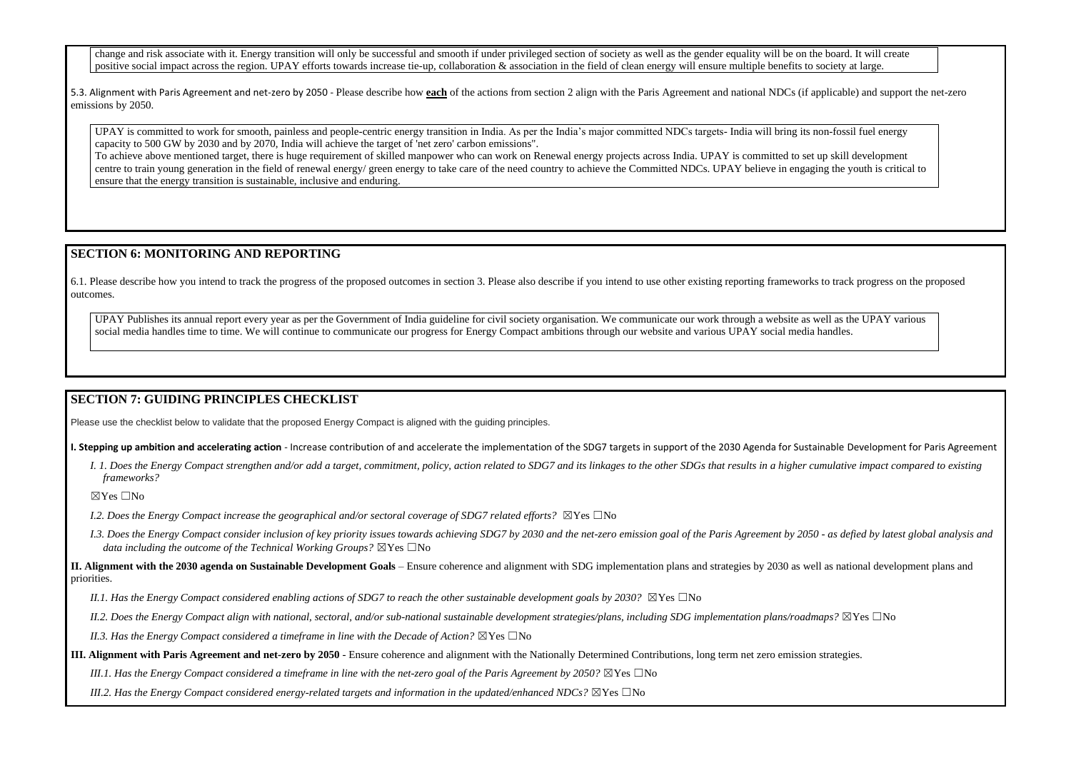change and risk associate with it. Energy transition will only be successful and smooth if under privileged section of society as well as the gender equality will be on the board. It will create positive social impact across the region. UPAY efforts towards increase tie-up, collaboration & association in the field of clean energy will ensure multiple benefits to society at large.

5.3. Alignment with Paris Agreement and net-zero by 2050 - Please describe how **each** of the actions from section 2 align with the Paris Agreement and national NDCs (if applicable) and support the net-zero emissions by 2050.

UPAY is committed to work for smooth, painless and people-centric energy transition in India. As per the India's major committed NDCs targets- India will bring its non-fossil fuel energy capacity to 500 GW by 2030 and by 2070, India will achieve the target of 'net zero' carbon emissions".
To achieve above mentioned target, there is huge requirement of skilled manpower who can work on Renewal energy projects across India. UPAY is committed to set up skill development centre to train young generation in the field of renewal energy/ green energy to take care of the need country to achieve the Committed NDCs. UPAY believe in engaging the youth is critical to ensure that the energy transition is sustainable, inclusive and enduring.

## SECTION 6: MONITORING AND REPORTING

6.1. Please describe how you intend to track the progress of the proposed outcomes in section 3. Please also describe if you intend to use other existing reporting frameworks to track progress on the proposed outcomes.

UPAY Publishes its annual report every year as per the Government of India guideline for civil society organisation. We communicate our work through a website as well as the UPAY various social media handles time to time. We will continue to communicate our progress for Energy Compact ambitions through our website and various UPAY social media handles.

## SECTION 7: GUIDING PRINCIPLES CHECKLIST

Please use the checklist below to validate that the proposed Energy Compact is aligned with the guiding principles.

**I. Stepping up ambition and accelerating action** - Increase contribution of and accelerate the implementation of the SDG7 targets in support of the 2030 Agenda for Sustainable Development for Paris Agreement

*I. 1. Does the Energy Compact strengthen and/or add a target, commitment, policy, action related to SDG7 and its linkages to the other SDGs that results in a higher cumulative impact compared to existing frameworks?*

☒Yes ☐No

*I.2. Does the Energy Compact increase the geographical and/or sectoral coverage of SDG7 related efforts?* ☒Yes ☐No

*I.3. Does the Energy Compact consider inclusion of key priority issues towards achieving SDG7 by 2030 and the net-zero emission goal of the Paris Agreement by 2050 - as defied by latest global analysis and data including the outcome of the Technical Working Groups?* ☒Yes ☐No

**II. Alignment with the 2030 agenda on Sustainable Development Goals** – Ensure coherence and alignment with SDG implementation plans and strategies by 2030 as well as national development plans and priorities.

*II.1. Has the Energy Compact considered enabling actions of SDG7 to reach the other sustainable development goals by 2030?* ☒Yes ☐No

*II.2. Does the Energy Compact align with national, sectoral, and/or sub-national sustainable development strategies/plans, including SDG implementation plans/roadmaps?* ☒Yes ☐No

*II.3. Has the Energy Compact considered a timeframe in line with the Decade of Action?* ☒Yes ☐No

**III. Alignment with Paris Agreement and net-zero by 2050** - Ensure coherence and alignment with the Nationally Determined Contributions, long term net zero emission strategies.

*III.1. Has the Energy Compact considered a timeframe in line with the net-zero goal of the Paris Agreement by 2050?* ☒Yes ☐No

*III.2. Has the Energy Compact considered energy-related targets and information in the updated/enhanced NDCs?* ☒Yes ☐No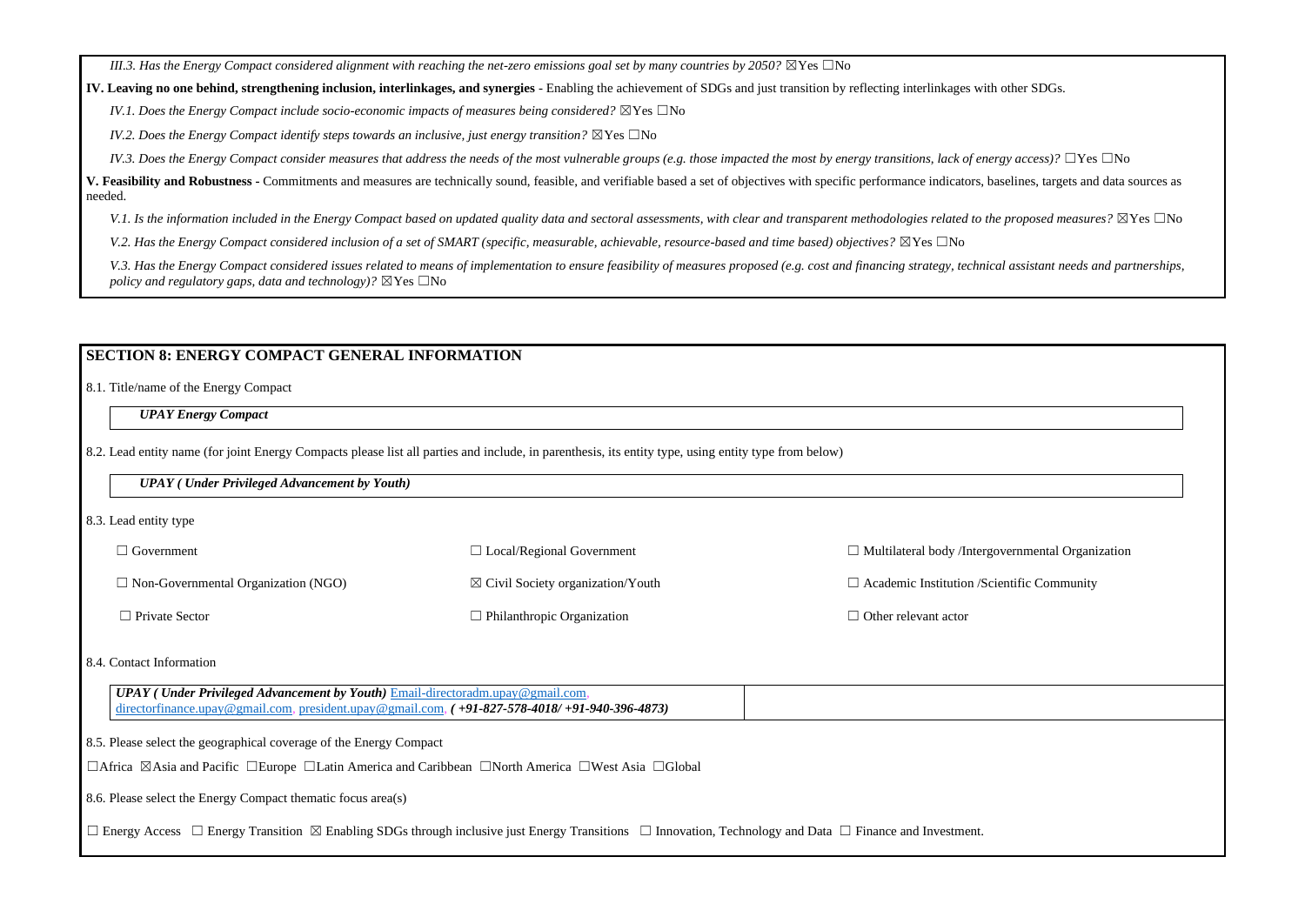*III.3. Has the Energy Compact considered alignment with reaching the net-zero emissions goal set by many countries by 2050?* ☒Yes ☐No

**IV. Leaving no one behind, strengthening inclusion, interlinkages, and synergies** - Enabling the achievement of SDGs and just transition by reflecting interlinkages with other SDGs.

*IV.1. Does the Energy Compact include socio-economic impacts of measures being considered?* ☒Yes ☐No

*IV.2. Does the Energy Compact identify steps towards an inclusive, just energy transition?* ☒Yes ☐No

*IV.3. Does the Energy Compact consider measures that address the needs of the most vulnerable groups (e.g. those impacted the most by energy transitions, lack of energy access)?* ☐Yes ☐No

**V. Feasibility and Robustness -** Commitments and measures are technically sound, feasible, and verifiable based a set of objectives with specific performance indicators, baselines, targets and data sources as needed.

*V.1. Is the information included in the Energy Compact based on updated quality data and sectoral assessments, with clear and transparent methodologies related to the proposed measures?* ☒Yes ☐No

*V.2. Has the Energy Compact considered inclusion of a set of SMART (specific, measurable, achievable, resource-based and time based) objectives?* ☒Yes ☐No

*V.3. Has the Energy Compact considered issues related to means of implementation to ensure feasibility of measures proposed (e.g. cost and financing strategy, technical assistant needs and partnerships, policy and regulatory gaps, data and technology)?* ☒Yes ☐No

## SECTION 8: ENERGY COMPACT GENERAL INFORMATION

8.1. Title/name of the Energy Compact

***UPAY Energy Compact***

8.2. Lead entity name (for joint Energy Compacts please list all parties and include, in parenthesis, its entity type, using entity type from below)

***UPAY ( Under Privileged Advancement by Youth)***

8.3. Lead entity type

| | | |
|---|---|---|
| ☐ Government | ☐ Local/Regional Government | ☐ Multilateral body /Intergovernmental Organization |
| ☐ Non-Governmental Organization (NGO) | ☒ Civil Society organization/Youth | ☐ Academic Institution /Scientific Community |
| ☐ Private Sector | ☐ Philanthropic Organization | ☐ Other relevant actor |

8.4. Contact Information

***UPAY ( Under Privileged Advancement by Youth)*** Email-directoradm.upay@gmail.com, directorfinance.upay@gmail.com, president.upay@gmail.com, ***( +91-827-578-4018/ +91-940-396-4873)***

8.5. Please select the geographical coverage of the Energy Compact

☐Africa ☒Asia and Pacific ☐Europe ☐Latin America and Caribbean ☐North America ☐West Asia ☐Global

8.6. Please select the Energy Compact thematic focus area(s)

☐ Energy Access ☐ Energy Transition ☒ Enabling SDGs through inclusive just Energy Transitions ☐ Innovation, Technology and Data ☐ Finance and Investment.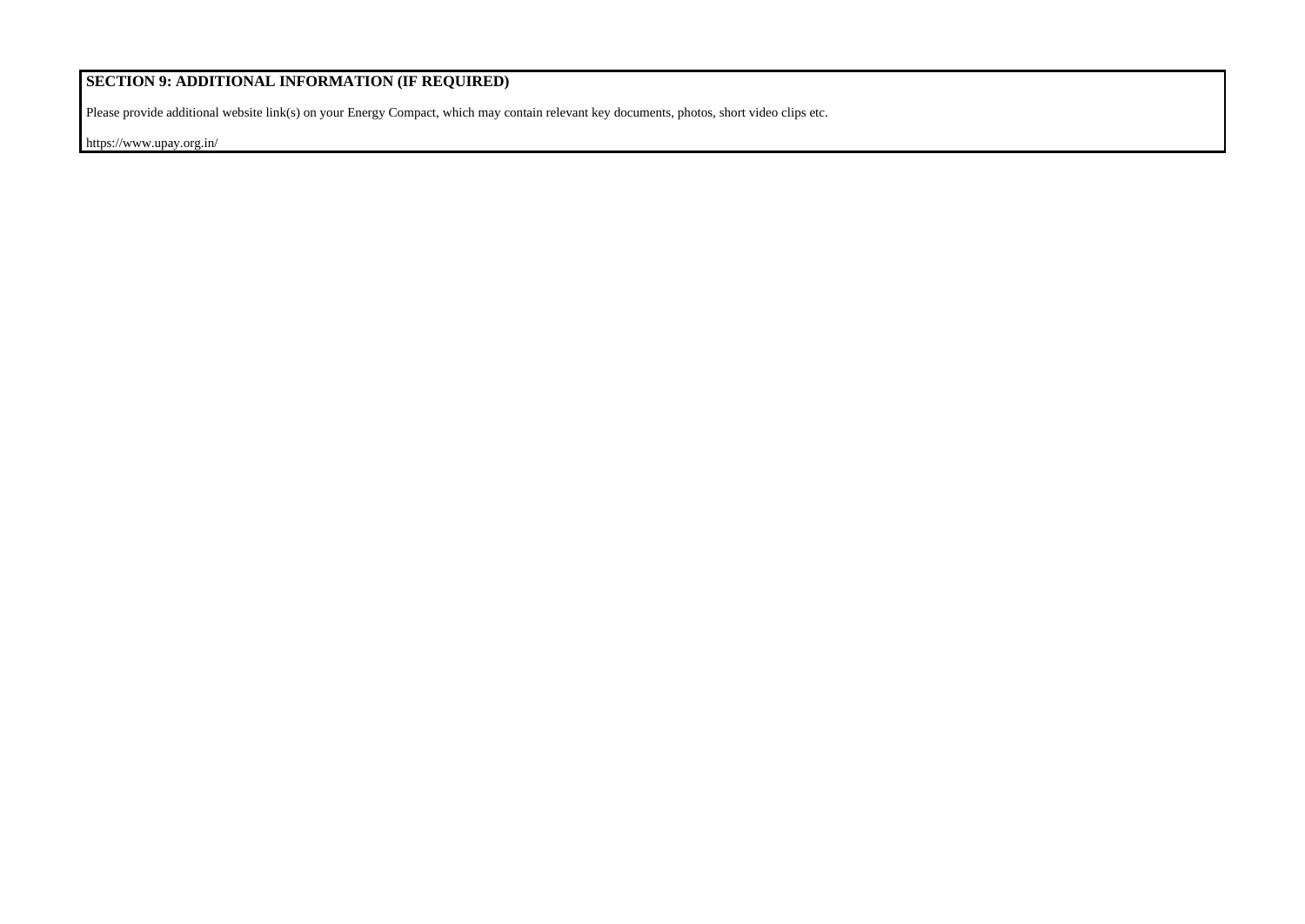**SECTION 9: ADDITIONAL INFORMATION (IF REQUIRED)**

Please provide additional website link(s) on your Energy Compact, which may contain relevant key documents, photos, short video clips etc.

https://www.upay.org.in/